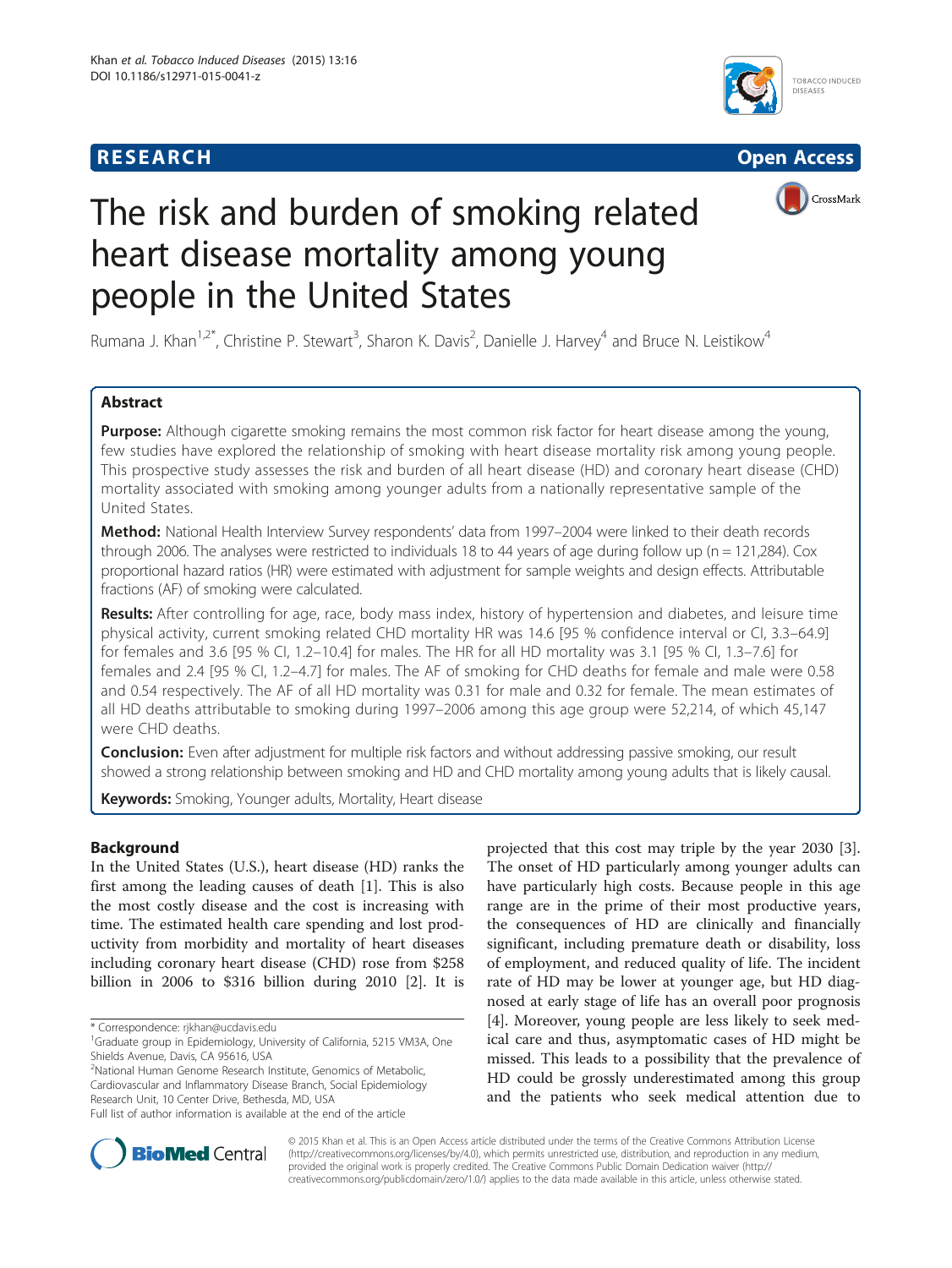**RESEARCH Open Access**

# The risk and burden of smoking related heart disease mortality among young people in the United States

Rumana J. Khan[1,2*], Christine P. Stewart[3], Sharon K. Davis[2], Danielle J. Harvey[4] and Bruce N. Leistikow[4]

## Abstract

**Purpose:** Although cigarette smoking remains the most common risk factor for heart disease among the young, few studies have explored the relationship of smoking with heart disease mortality risk among young people. This prospective study assesses the risk and burden of all heart disease (HD) and coronary heart disease (CHD) mortality associated with smoking among younger adults from a nationally representative sample of the United States.

**Method:** National Health Interview Survey respondents' data from 1997–2004 were linked to their death records through 2006. The analyses were restricted to individuals 18 to 44 years of age during follow up (n = 121,284). Cox proportional hazard ratios (HR) were estimated with adjustment for sample weights and design effects. Attributable fractions (AF) of smoking were calculated.

**Results:** After controlling for age, race, body mass index, history of hypertension and diabetes, and leisure time physical activity, current smoking related CHD mortality HR was 14.6 [95 % confidence interval or CI, 3.3–64.9] for females and 3.6 [95 % CI, 1.2–10.4] for males. The HR for all HD mortality was 3.1 [95 % CI, 1.3–7.6] for females and 2.4 [95 % CI, 1.2–4.7] for males. The AF of smoking for CHD deaths for female and male were 0.58 and 0.54 respectively. The AF of all HD mortality was 0.31 for male and 0.32 for female. The mean estimates of all HD deaths attributable to smoking during 1997–2006 among this age group were 52,214, of which 45,147 were CHD deaths.

**Conclusion:** Even after adjustment for multiple risk factors and without addressing passive smoking, our result showed a strong relationship between smoking and HD and CHD mortality among young adults that is likely causal.

**Keywords:** Smoking, Younger adults, Mortality, Heart disease

## Background

In the United States (U.S.), heart disease (HD) ranks the first among the leading causes of death [1]. This is also the most costly disease and the cost is increasing with time. The estimated health care spending and lost productivity from morbidity and mortality of heart diseases including coronary heart disease (CHD) rose from $258 billion in 2006 to $316 billion during 2010 [2]. It is projected that this cost may triple by the year 2030 [3]. The onset of HD particularly among younger adults can have particularly high costs. Because people in this age range are in the prime of their most productive years, the consequences of HD are clinically and financially significant, including premature death or disability, loss of employment, and reduced quality of life. The incident rate of HD may be lower at younger age, but HD diagnosed at early stage of life has an overall poor prognosis [4]. Moreover, young people are less likely to seek medical care and thus, asymptomatic cases of HD might be missed. This leads to a possibility that the prevalence of HD could be grossly underestimated among this group and the patients who seek medical attention due to

\* Correspondence: rjkhan@ucdavis.edu
[1]Graduate group in Epidemiology, University of California, 5215 VM3A, One Shields Avenue, Davis, CA 95616, USA
[2]National Human Genome Research Institute, Genomics of Metabolic, Cardiovascular and Inflammatory Disease Branch, Social Epidemiology Research Unit, 10 Center Drive, Bethesda, MD, USA
Full list of author information is available at the end of the article

© 2015 Khan et al. This is an Open Access article distributed under the terms of the Creative Commons Attribution License (http://creativecommons.org/licenses/by/4.0), which permits unrestricted use, distribution, and reproduction in any medium, provided the original work is properly credited. The Creative Commons Public Domain Dedication waiver (http://creativecommons.org/publicdomain/zero/1.0/) applies to the data made available in this article, unless otherwise stated.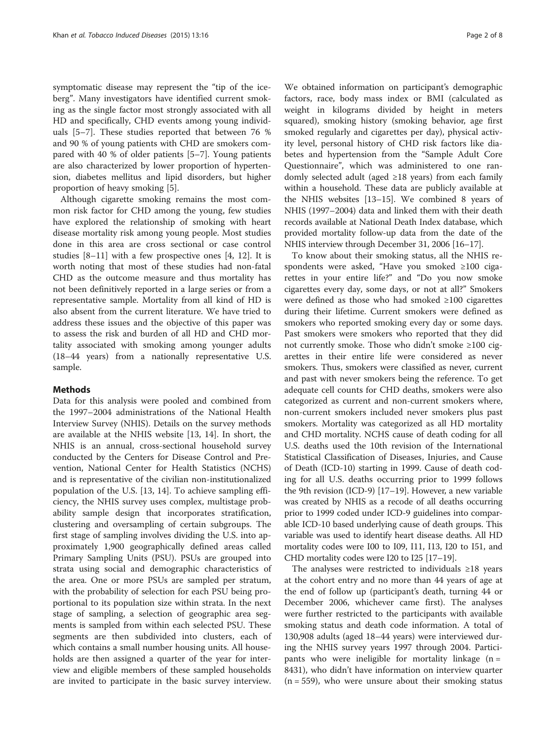symptomatic disease may represent the "tip of the iceberg". Many investigators have identified current smoking as the single factor most strongly associated with all HD and specifically, CHD events among young individuals [5–7]. These studies reported that between 76 % and 90 % of young patients with CHD are smokers compared with 40 % of older patients [5–7]. Young patients are also characterized by lower proportion of hypertension, diabetes mellitus and lipid disorders, but higher proportion of heavy smoking [5].

Although cigarette smoking remains the most common risk factor for CHD among the young, few studies have explored the relationship of smoking with heart disease mortality risk among young people. Most studies done in this area are cross sectional or case control studies [8–11] with a few prospective ones [4, 12]. It is worth noting that most of these studies had non-fatal CHD as the outcome measure and thus mortality has not been definitively reported in a large series or from a representative sample. Mortality from all kind of HD is also absent from the current literature. We have tried to address these issues and the objective of this paper was to assess the risk and burden of all HD and CHD mortality associated with smoking among younger adults (18–44 years) from a nationally representative U.S. sample.

## Methods

Data for this analysis were pooled and combined from the 1997–2004 administrations of the National Health Interview Survey (NHIS). Details on the survey methods are available at the NHIS website [13, 14]. In short, the NHIS is an annual, cross-sectional household survey conducted by the Centers for Disease Control and Prevention, National Center for Health Statistics (NCHS) and is representative of the civilian non-institutionalized population of the U.S. [13, 14]. To achieve sampling efficiency, the NHIS survey uses complex, multistage probability sample design that incorporates stratification, clustering and oversampling of certain subgroups. The first stage of sampling involves dividing the U.S. into approximately 1,900 geographically defined areas called Primary Sampling Units (PSU). PSUs are grouped into strata using social and demographic characteristics of the area. One or more PSUs are sampled per stratum, with the probability of selection for each PSU being proportional to its population size within strata. In the next stage of sampling, a selection of geographic area segments is sampled from within each selected PSU. These segments are then subdivided into clusters, each of which contains a small number housing units. All households are then assigned a quarter of the year for interview and eligible members of these sampled households are invited to participate in the basic survey interview. We obtained information on participant's demographic factors, race, body mass index or BMI (calculated as weight in kilograms divided by height in meters squared), smoking history (smoking behavior, age first smoked regularly and cigarettes per day), physical activity level, personal history of CHD risk factors like diabetes and hypertension from the "Sample Adult Core Questionnaire", which was administered to one randomly selected adult (aged ≥18 years) from each family within a household. These data are publicly available at the NHIS websites [13–15]. We combined 8 years of NHIS (1997–2004) data and linked them with their death records available at National Death Index database, which provided mortality follow-up data from the date of the NHIS interview through December 31, 2006 [16–17].

To know about their smoking status, all the NHIS respondents were asked, "Have you smoked ≥100 cigarettes in your entire life?" and "Do you now smoke cigarettes every day, some days, or not at all?" Smokers were defined as those who had smoked ≥100 cigarettes during their lifetime. Current smokers were defined as smokers who reported smoking every day or some days. Past smokers were smokers who reported that they did not currently smoke. Those who didn't smoke ≥100 cigarettes in their entire life were considered as never smokers. Thus, smokers were classified as never, current and past with never smokers being the reference. To get adequate cell counts for CHD deaths, smokers were also categorized as current and non-current smokers where, non-current smokers included never smokers plus past smokers. Mortality was categorized as all HD mortality and CHD mortality. NCHS cause of death coding for all U.S. deaths used the 10th revision of the International Statistical Classification of Diseases, Injuries, and Cause of Death (ICD-10) starting in 1999. Cause of death coding for all U.S. deaths occurring prior to 1999 follows the 9th revision (ICD-9) [17–19]. However, a new variable was created by NHIS as a recode of all deaths occurring prior to 1999 coded under ICD-9 guidelines into comparable ICD-10 based underlying cause of death groups. This variable was used to identify heart disease deaths. All HD mortality codes were I00 to I09, I11, I13, I20 to I51, and CHD mortality codes were I20 to I25 [17–19].

The analyses were restricted to individuals ≥18 years at the cohort entry and no more than 44 years of age at the end of follow up (participant's death, turning 44 or December 2006, whichever came first). The analyses were further restricted to the participants with available smoking status and death code information. A total of 130,908 adults (aged 18–44 years) were interviewed during the NHIS survey years 1997 through 2004. Participants who were ineligible for mortality linkage (n = 8431), who didn't have information on interview quarter (n = 559), who were unsure about their smoking status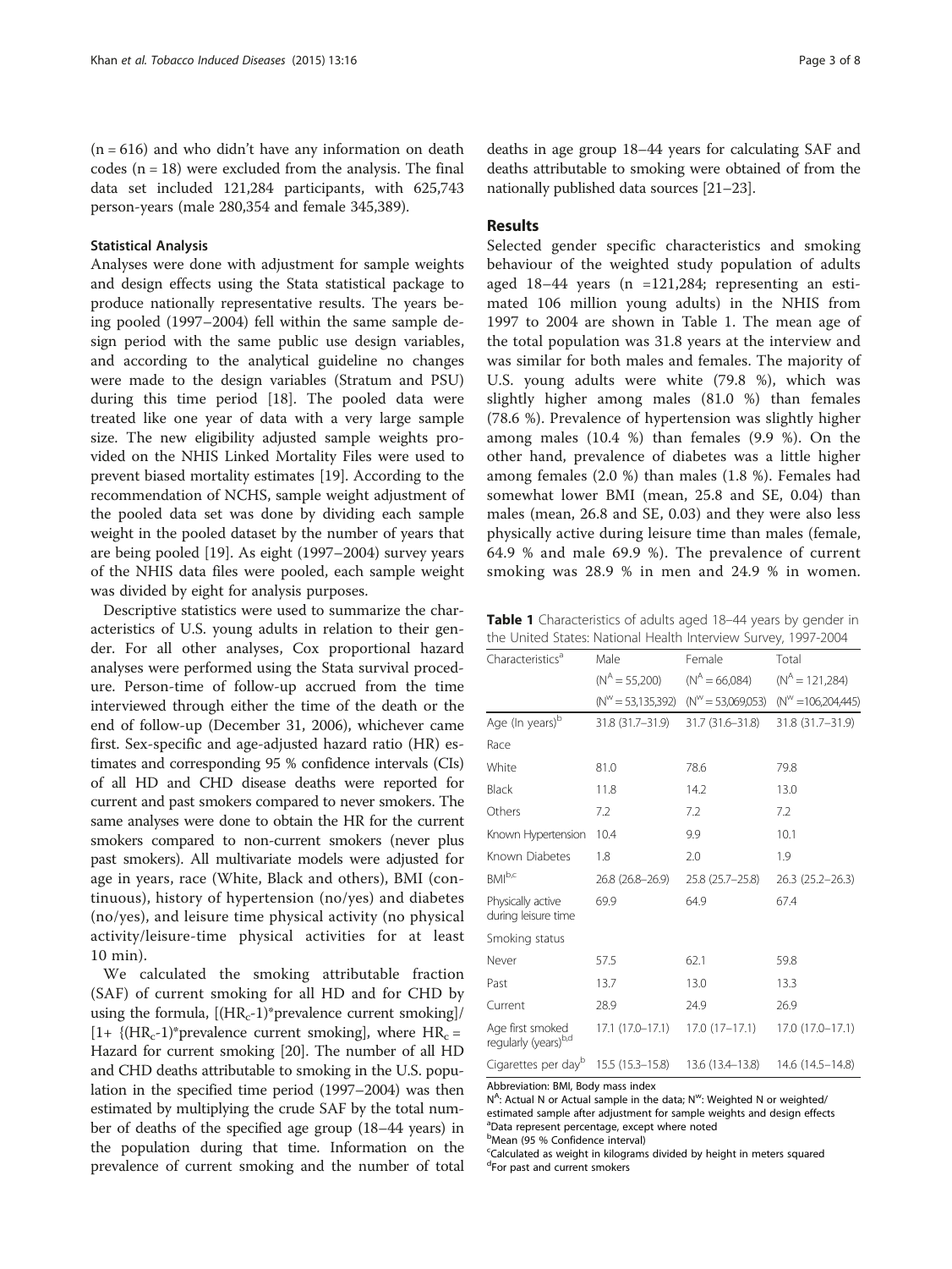(n = 616) and who didn't have any information on death codes (n = 18) were excluded from the analysis. The final data set included 121,284 participants, with 625,743 person-years (male 280,354 and female 345,389).

#### Statistical Analysis

Analyses were done with adjustment for sample weights and design effects using the Stata statistical package to produce nationally representative results. The years being pooled (1997–2004) fell within the same sample design period with the same public use design variables, and according to the analytical guideline no changes were made to the design variables (Stratum and PSU) during this time period [18]. The pooled data were treated like one year of data with a very large sample size. The new eligibility adjusted sample weights provided on the NHIS Linked Mortality Files were used to prevent biased mortality estimates [19]. According to the recommendation of NCHS, sample weight adjustment of the pooled data set was done by dividing each sample weight in the pooled dataset by the number of years that are being pooled [19]. As eight (1997–2004) survey years of the NHIS data files were pooled, each sample weight was divided by eight for analysis purposes.

Descriptive statistics were used to summarize the characteristics of U.S. young adults in relation to their gender. For all other analyses, Cox proportional hazard analyses were performed using the Stata survival procedure. Person-time of follow-up accrued from the time interviewed through either the time of the death or the end of follow-up (December 31, 2006), whichever came first. Sex-specific and age-adjusted hazard ratio (HR) estimates and corresponding 95 % confidence intervals (CIs) of all HD and CHD disease deaths were reported for current and past smokers compared to never smokers. The same analyses were done to obtain the HR for the current smokers compared to non-current smokers (never plus past smokers). All multivariate models were adjusted for age in years, race (White, Black and others), BMI (continuous), history of hypertension (no/yes) and diabetes (no/yes), and leisure time physical activity (no physical activity/leisure-time physical activities for at least 10 min).

We calculated the smoking attributable fraction (SAF) of current smoking for all HD and for CHD by using the formula, $[(HR_c-1)*\text{prevalence current smoking}]/[1+\{(HR_c-1)*\text{prevalence current smoking}]$, where $HR_c$ = Hazard for current smoking [20]. The number of all HD and CHD deaths attributable to smoking in the U.S. population in the specified time period (1997–2004) was then estimated by multiplying the crude SAF by the total number of deaths of the specified age group (18–44 years) in the population during that time. Information on the prevalence of current smoking and the number of total deaths in age group 18–44 years for calculating SAF and deaths attributable to smoking were obtained of from the nationally published data sources [21–23].

## Results

Selected gender specific characteristics and smoking behaviour of the weighted study population of adults aged 18–44 years (n =121,284; representing an estimated 106 million young adults) in the NHIS from 1997 to 2004 are shown in Table 1. The mean age of the total population was 31.8 years at the interview and was similar for both males and females. The majority of U.S. young adults were white (79.8 %), which was slightly higher among males (81.0 %) than females (78.6 %). Prevalence of hypertension was slightly higher among males (10.4 %) than females (9.9 %). On the other hand, prevalence of diabetes was a little higher among females (2.0 %) than males (1.8 %). Females had somewhat lower BMI (mean, 25.8 and SE, 0.04) than males (mean, 26.8 and SE, 0.03) and they were also less physically active during leisure time than males (female, 64.9 % and male 69.9 %). The prevalence of current smoking was 28.9 % in men and 24.9 % in women.

**Table 1** Characteristics of adults aged 18–44 years by gender in the United States: National Health Interview Survey, 1997-2004

| Characteristics[a] | Male | Female | Total |
|---|---|---|---|
| | ($N^A$ = 55,200) | ($N^A$ = 66,084) | ($N^A$ = 121,284) |
| | ($N^W$ = 53,135,392) | ($N^W$ = 53,069,053) | ($N^W$ =106,204,445) |
| Age (In years)[b] | 31.8 (31.7–31.9) | 31.7 (31.6–31.8) | 31.8 (31.7–31.9) |
| Race | | | |
| White | 81.0 | 78.6 | 79.8 |
| Black | 11.8 | 14.2 | 13.0 |
| Others | 7.2 | 7.2 | 7.2 |
| Known Hypertension | 10.4 | 9.9 | 10.1 |
| Known Diabetes | 1.8 | 2.0 | 1.9 |
| BMI[b,c] | 26.8 (26.8–26.9) | 25.8 (25.7–25.8) | 26.3 (25.2–26.3) |
| Physically active during leisure time | 69.9 | 64.9 | 67.4 |
| Smoking status | | | |
| Never | 57.5 | 62.1 | 59.8 |
| Past | 13.7 | 13.0 | 13.3 |
| Current | 28.9 | 24.9 | 26.9 |
| Age first smoked regularly (years)[b,d] | 17.1 (17.0–17.1) | 17.0 (17–17.1) | 17.0 (17.0–17.1) |
| Cigarettes per day[b] | 15.5 (15.3–15.8) | 13.6 (13.4–13.8) | 14.6 (14.5–14.8) |

Abbreviation: BMI, Body mass index
$N^A$: Actual N or Actual sample in the data; $N^W$: Weighted N or weighted/estimated sample after adjustment for sample weights and design effects
[a]Data represent percentage, except where noted
[b]Mean (95 % Confidence interval)
[c]Calculated as weight in kilograms divided by height in meters squared
[d]For past and current smokers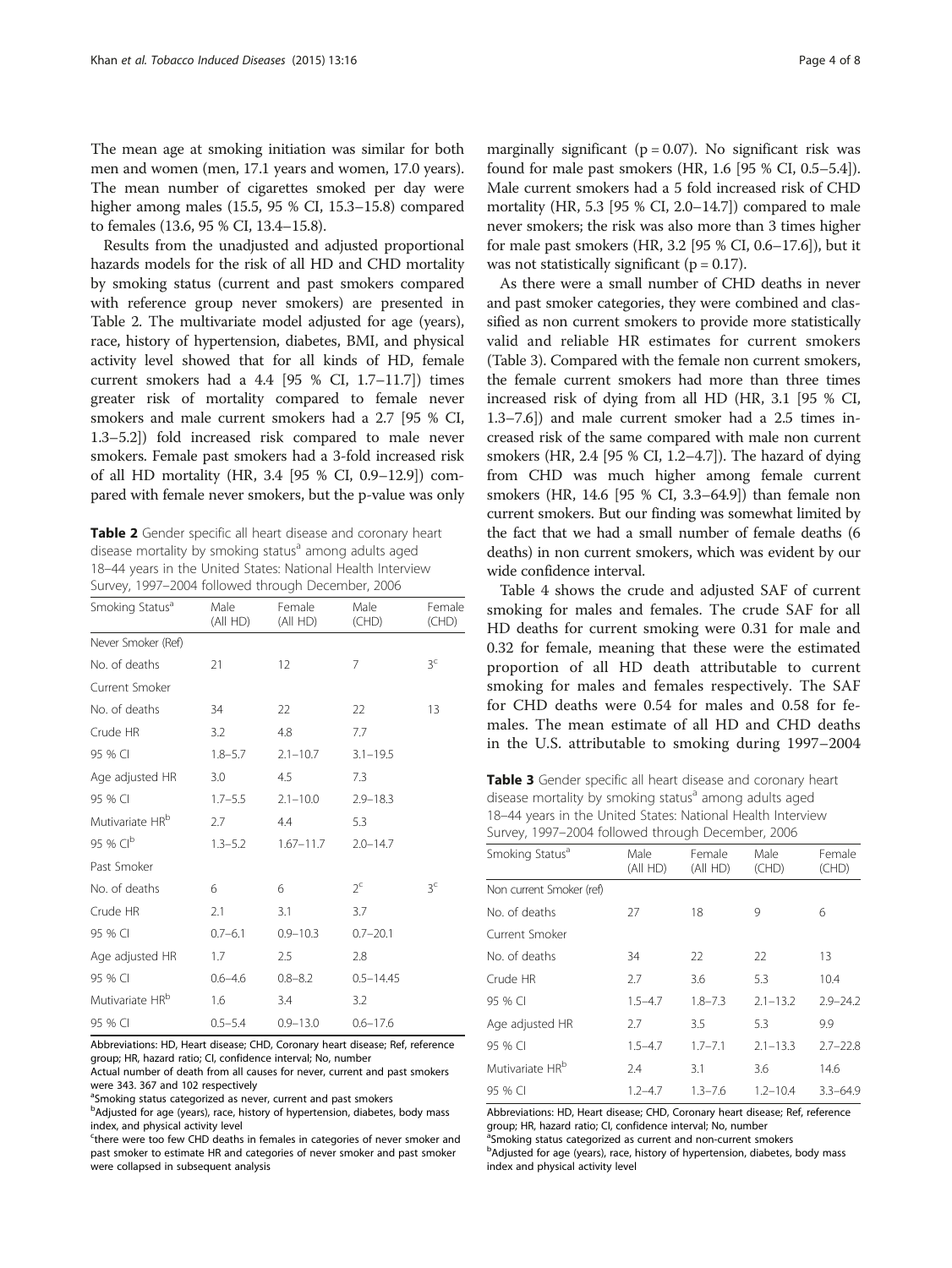The mean age at smoking initiation was similar for both men and women (men, 17.1 years and women, 17.0 years). The mean number of cigarettes smoked per day were higher among males (15.5, 95 % CI, 15.3–15.8) compared to females (13.6, 95 % CI, 13.4–15.8).

Results from the unadjusted and adjusted proportional hazards models for the risk of all HD and CHD mortality by smoking status (current and past smokers compared with reference group never smokers) are presented in Table 2. The multivariate model adjusted for age (years), race, history of hypertension, diabetes, BMI, and physical activity level showed that for all kinds of HD, female current smokers had a 4.4 [95 % CI, 1.7–11.7]) times greater risk of mortality compared to female never smokers and male current smokers had a 2.7 [95 % CI, 1.3–5.2]) fold increased risk compared to male never smokers. Female past smokers had a 3-fold increased risk of all HD mortality (HR, 3.4 [95 % CI, 0.9–12.9]) compared with female never smokers, but the p-value was only marginally significant (p = 0.07). No significant risk was found for male past smokers (HR, 1.6 [95 % CI, 0.5–5.4]). Male current smokers had a 5 fold increased risk of CHD mortality (HR, 5.3 [95 % CI, 2.0–14.7]) compared to male never smokers; the risk was also more than 3 times higher for male past smokers (HR, 3.2 [95 % CI, 0.6–17.6]), but it was not statistically significant (p = 0.17).

**Table 2** Gender specific all heart disease and coronary heart disease mortality by smoking status[a] among adults aged 18–44 years in the United States: National Health Interview Survey, 1997–2004 followed through December, 2006

| Smoking Status[a] | Male (All HD) | Female (All HD) | Male (CHD) | Female (CHD) |
|---|---|---|---|---|
| Never Smoker (Ref) | | | | |
| No. of deaths | 21 | 12 | 7 | 3[c] |
| Current Smoker | | | | |
| No. of deaths | 34 | 22 | 22 | 13 |
| Crude HR | 3.2 | 4.8 | 7.7 | |
| 95 % CI | 1.8–5.7 | 2.1–10.7 | 3.1–19.5 | |
| Age adjusted HR | 3.0 | 4.5 | 7.3 | |
| 95 % CI | 1.7–5.5 | 2.1–10.0 | 2.9–18.3 | |
| Mutivariate HR[b] | 2.7 | 4.4 | 5.3 | |
| 95 % CI[b] | 1.3–5.2 | 1.67–11.7 | 2.0–14.7 | |
| Past Smoker | | | | |
| No. of deaths | 6 | 6 | 2[c] | 3[c] |
| Crude HR | 2.1 | 3.1 | 3.7 | |
| 95 % CI | 0.7–6.1 | 0.9–10.3 | 0.7–20.1 | |
| Age adjusted HR | 1.7 | 2.5 | 2.8 | |
| 95 % CI | 0.6–4.6 | 0.8–8.2 | 0.5–14.45 | |
| Mutivariate HR[b] | 1.6 | 3.4 | 3.2 | |
| 95 % CI | 0.5–5.4 | 0.9–13.0 | 0.6–17.6 | |

Abbreviations: HD, Heart disease; CHD, Coronary heart disease; Ref, reference group; HR, hazard ratio; CI, confidence interval; No, number

Actual number of death from all causes for never, current and past smokers were 343. 367 and 102 respectively

[a]Smoking status categorized as never, current and past smokers

[b]Adjusted for age (years), race, history of hypertension, diabetes, body mass index, and physical activity level

[c]there were too few CHD deaths in females in categories of never smoker and past smoker to estimate HR and categories of never smoker and past smoker were collapsed in subsequent analysis

As there were a small number of CHD deaths in never and past smoker categories, they were combined and classified as non current smokers to provide more statistically valid and reliable HR estimates for current smokers (Table 3). Compared with the female non current smokers, the female current smokers had more than three times increased risk of dying from all HD (HR, 3.1 [95 % CI, 1.3–7.6]) and male current smoker had a 2.5 times increased risk of the same compared with male non current smokers (HR, 2.4 [95 % CI, 1.2–4.7]). The hazard of dying from CHD was much higher among female current smokers (HR, 14.6 [95 % CI, 3.3–64.9]) than female non current smokers. But our finding was somewhat limited by the fact that we had a small number of female deaths (6 deaths) in non current smokers, which was evident by our wide confidence interval.

Table 4 shows the crude and adjusted SAF of current smoking for males and females. The crude SAF for all HD deaths for current smoking were 0.31 for male and 0.32 for female, meaning that these were the estimated proportion of all HD death attributable to current smoking for males and females respectively. The SAF for CHD deaths were 0.54 for males and 0.58 for females. The mean estimate of all HD and CHD deaths in the U.S. attributable to smoking during 1997–2004

**Table 3** Gender specific all heart disease and coronary heart disease mortality by smoking status[a] among adults aged 18–44 years in the United States: National Health Interview Survey, 1997–2004 followed through December, 2006

| Smoking Status[a] | Male (All HD) | Female (All HD) | Male (CHD) | Female (CHD) |
|---|---|---|---|---|
| Non current Smoker (ref) | | | | |
| No. of deaths | 27 | 18 | 9 | 6 |
| Current Smoker | | | | |
| No. of deaths | 34 | 22 | 22 | 13 |
| Crude HR | 2.7 | 3.6 | 5.3 | 10.4 |
| 95 % CI | 1.5–4.7 | 1.8–7.3 | 2.1–13.2 | 2.9–24.2 |
| Age adjusted HR | 2.7 | 3.5 | 5.3 | 9.9 |
| 95 % CI | 1.5–4.7 | 1.7–7.1 | 2.1–13.3 | 2.7–22.8 |
| Mutivariate HR[b] | 2.4 | 3.1 | 3.6 | 14.6 |
| 95 % CI | 1.2–4.7 | 1.3–7.6 | 1.2–10.4 | 3.3–64.9 |

Abbreviations: HD, Heart disease; CHD, Coronary heart disease; Ref, reference group; HR, hazard ratio; CI, confidence interval; No, number

[a]Smoking status categorized as current and non-current smokers

[b]Adjusted for age (years), race, history of hypertension, diabetes, body mass index and physical activity level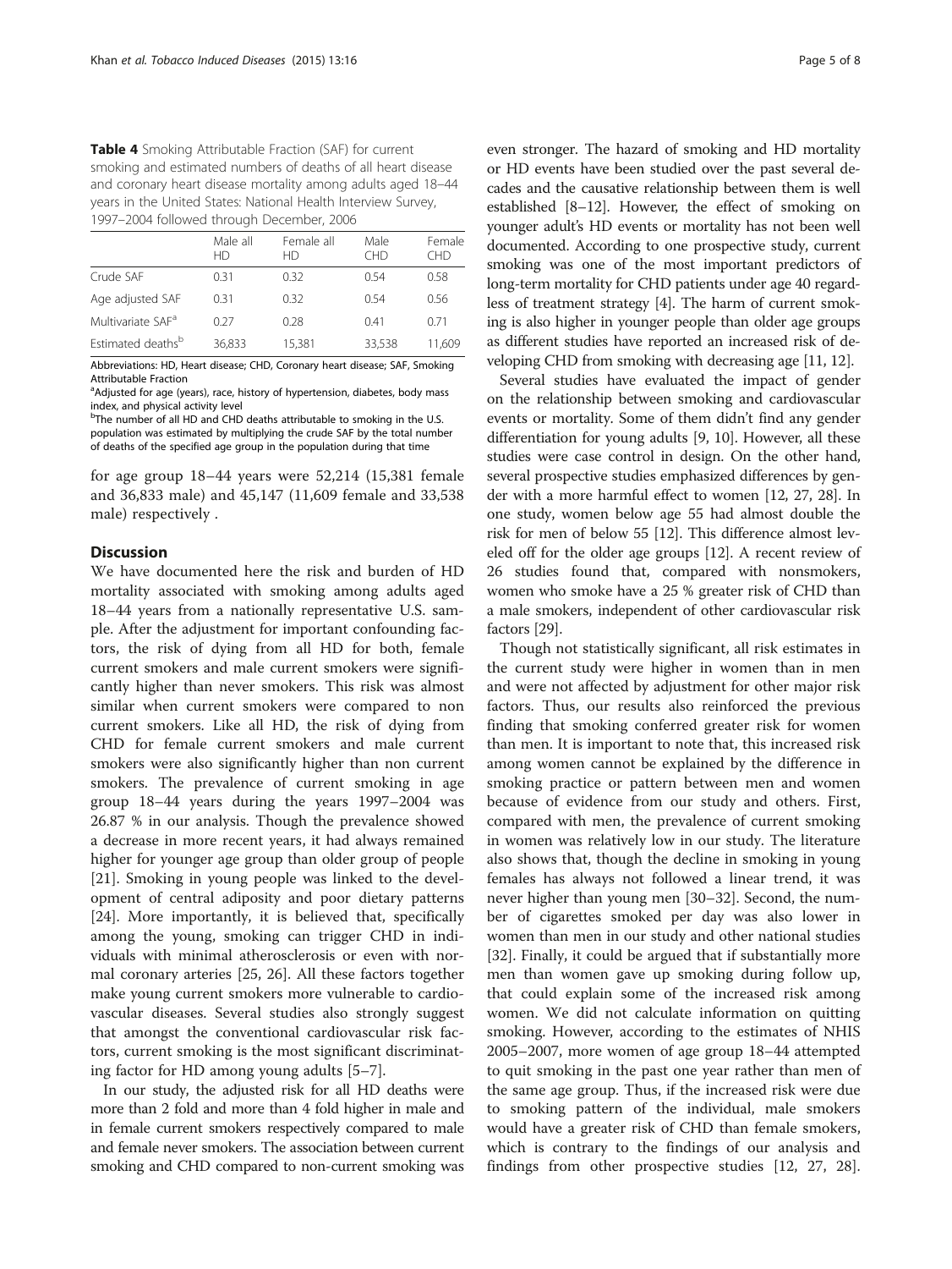**Table 4** Smoking Attributable Fraction (SAF) for current smoking and estimated numbers of deaths of all heart disease and coronary heart disease mortality among adults aged 18–44 years in the United States: National Health Interview Survey, 1997–2004 followed through December, 2006

| | Male all HD | Female all HD | Male CHD | Female CHD |
|---|---|---|---|---|
| Crude SAF | 0.31 | 0.32 | 0.54 | 0.58 |
| Age adjusted SAF | 0.31 | 0.32 | 0.54 | 0.56 |
| Multivariate SAF[a] | 0.27 | 0.28 | 0.41 | 0.71 |
| Estimated deaths[b] | 36,833 | 15,381 | 33,538 | 11,609 |

Abbreviations: HD, Heart disease; CHD, Coronary heart disease; SAF, Smoking Attributable Fraction

[a]Adjusted for age (years), race, history of hypertension, diabetes, body mass index, and physical activity level

[b]The number of all HD and CHD deaths attributable to smoking in the U.S. population was estimated by multiplying the crude SAF by the total number of deaths of the specified age group in the population during that time

for age group 18–44 years were 52,214 (15,381 female and 36,833 male) and 45,147 (11,609 female and 33,538 male) respectively .

## Discussion

We have documented here the risk and burden of HD mortality associated with smoking among adults aged 18–44 years from a nationally representative U.S. sample. After the adjustment for important confounding factors, the risk of dying from all HD for both, female current smokers and male current smokers were significantly higher than never smokers. This risk was almost similar when current smokers were compared to non current smokers. Like all HD, the risk of dying from CHD for female current smokers and male current smokers were also significantly higher than non current smokers. The prevalence of current smoking in age group 18–44 years during the years 1997–2004 was 26.87 % in our analysis. Though the prevalence showed a decrease in more recent years, it had always remained higher for younger age group than older group of people [21]. Smoking in young people was linked to the development of central adiposity and poor dietary patterns [24]. More importantly, it is believed that, specifically among the young, smoking can trigger CHD in individuals with minimal atherosclerosis or even with normal coronary arteries [25, 26]. All these factors together make young current smokers more vulnerable to cardiovascular diseases. Several studies also strongly suggest that amongst the conventional cardiovascular risk factors, current smoking is the most significant discriminating factor for HD among young adults [5–7].

In our study, the adjusted risk for all HD deaths were more than 2 fold and more than 4 fold higher in male and in female current smokers respectively compared to male and female never smokers. The association between current smoking and CHD compared to non-current smoking was even stronger. The hazard of smoking and HD mortality or HD events have been studied over the past several decades and the causative relationship between them is well established [8–12]. However, the effect of smoking on younger adult's HD events or mortality has not been well documented. According to one prospective study, current smoking was one of the most important predictors of long-term mortality for CHD patients under age 40 regardless of treatment strategy [4]. The harm of current smoking is also higher in younger people than older age groups as different studies have reported an increased risk of developing CHD from smoking with decreasing age [11, 12].

Several studies have evaluated the impact of gender on the relationship between smoking and cardiovascular events or mortality. Some of them didn't find any gender differentiation for young adults [9, 10]. However, all these studies were case control in design. On the other hand, several prospective studies emphasized differences by gender with a more harmful effect to women [12, 27, 28]. In one study, women below age 55 had almost double the risk for men of below 55 [12]. This difference almost leveled off for the older age groups [12]. A recent review of 26 studies found that, compared with nonsmokers, women who smoke have a 25 % greater risk of CHD than a male smokers, independent of other cardiovascular risk factors [29].

Though not statistically significant, all risk estimates in the current study were higher in women than in men and were not affected by adjustment for other major risk factors. Thus, our results also reinforced the previous finding that smoking conferred greater risk for women than men. It is important to note that, this increased risk among women cannot be explained by the difference in smoking practice or pattern between men and women because of evidence from our study and others. First, compared with men, the prevalence of current smoking in women was relatively low in our study. The literature also shows that, though the decline in smoking in young females has always not followed a linear trend, it was never higher than young men [30–32]. Second, the number of cigarettes smoked per day was also lower in women than men in our study and other national studies [32]. Finally, it could be argued that if substantially more men than women gave up smoking during follow up, that could explain some of the increased risk among women. We did not calculate information on quitting smoking. However, according to the estimates of NHIS 2005–2007, more women of age group 18–44 attempted to quit smoking in the past one year rather than men of the same age group. Thus, if the increased risk were due to smoking pattern of the individual, male smokers would have a greater risk of CHD than female smokers, which is contrary to the findings of our analysis and findings from other prospective studies [12, 27, 28].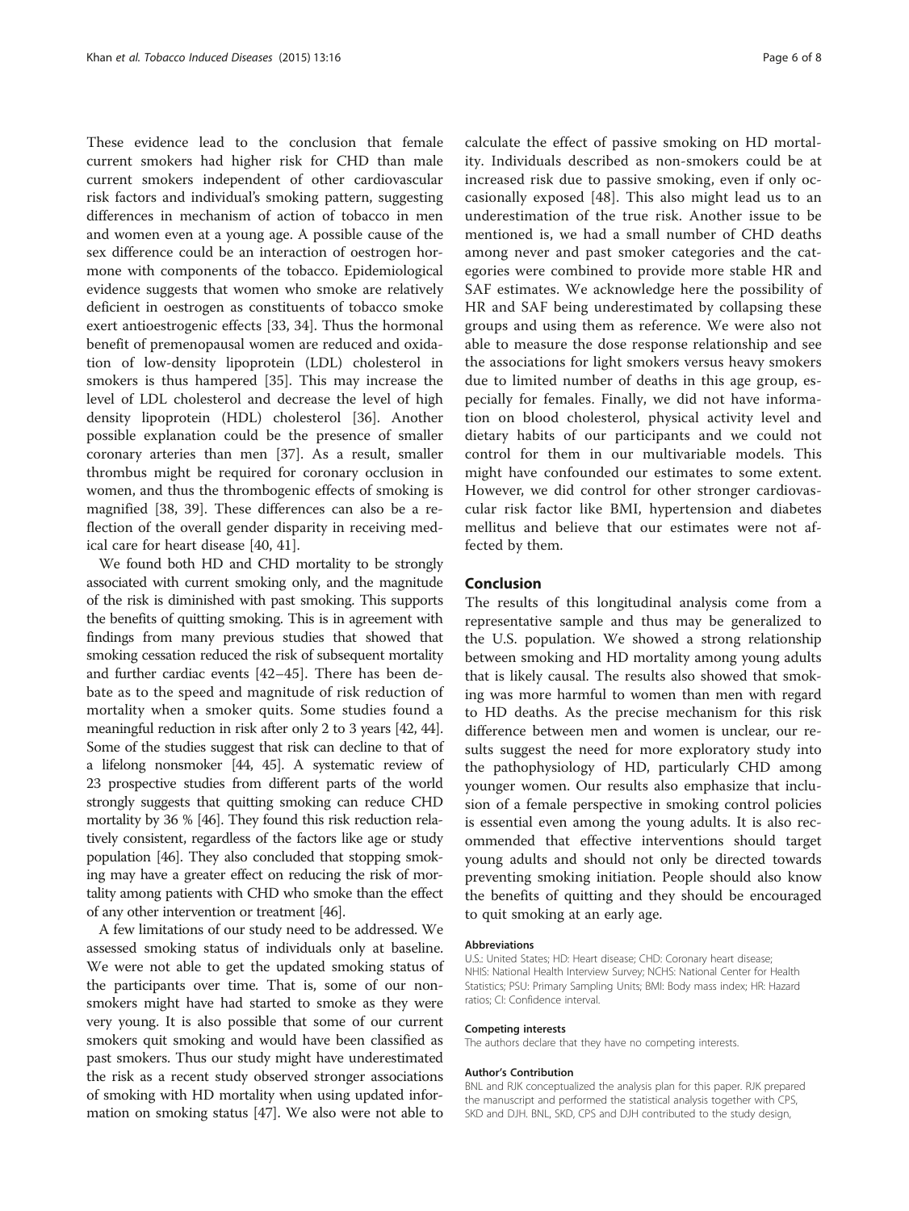These evidence lead to the conclusion that female current smokers had higher risk for CHD than male current smokers independent of other cardiovascular risk factors and individual's smoking pattern, suggesting differences in mechanism of action of tobacco in men and women even at a young age. A possible cause of the sex difference could be an interaction of oestrogen hormone with components of the tobacco. Epidemiological evidence suggests that women who smoke are relatively deficient in oestrogen as constituents of tobacco smoke exert antioestrogenic effects [33, 34]. Thus the hormonal benefit of premenopausal women are reduced and oxidation of low-density lipoprotein (LDL) cholesterol in smokers is thus hampered [35]. This may increase the level of LDL cholesterol and decrease the level of high density lipoprotein (HDL) cholesterol [36]. Another possible explanation could be the presence of smaller coronary arteries than men [37]. As a result, smaller thrombus might be required for coronary occlusion in women, and thus the thrombogenic effects of smoking is magnified [38, 39]. These differences can also be a reflection of the overall gender disparity in receiving medical care for heart disease [40, 41].

We found both HD and CHD mortality to be strongly associated with current smoking only, and the magnitude of the risk is diminished with past smoking. This supports the benefits of quitting smoking. This is in agreement with findings from many previous studies that showed that smoking cessation reduced the risk of subsequent mortality and further cardiac events [42–45]. There has been debate as to the speed and magnitude of risk reduction of mortality when a smoker quits. Some studies found a meaningful reduction in risk after only 2 to 3 years [42, 44]. Some of the studies suggest that risk can decline to that of a lifelong nonsmoker [44, 45]. A systematic review of 23 prospective studies from different parts of the world strongly suggests that quitting smoking can reduce CHD mortality by 36 % [46]. They found this risk reduction relatively consistent, regardless of the factors like age or study population [46]. They also concluded that stopping smoking may have a greater effect on reducing the risk of mortality among patients with CHD who smoke than the effect of any other intervention or treatment [46].

A few limitations of our study need to be addressed. We assessed smoking status of individuals only at baseline. We were not able to get the updated smoking status of the participants over time. That is, some of our nonsmokers might have had started to smoke as they were very young. It is also possible that some of our current smokers quit smoking and would have been classified as past smokers. Thus our study might have underestimated the risk as a recent study observed stronger associations of smoking with HD mortality when using updated information on smoking status [47]. We also were not able to calculate the effect of passive smoking on HD mortality. Individuals described as non-smokers could be at increased risk due to passive smoking, even if only occasionally exposed [48]. This also might lead us to an underestimation of the true risk. Another issue to be mentioned is, we had a small number of CHD deaths among never and past smoker categories and the categories were combined to provide more stable HR and SAF estimates. We acknowledge here the possibility of HR and SAF being underestimated by collapsing these groups and using them as reference. We were also not able to measure the dose response relationship and see the associations for light smokers versus heavy smokers due to limited number of deaths in this age group, especially for females. Finally, we did not have information on blood cholesterol, physical activity level and dietary habits of our participants and we could not control for them in our multivariable models. This might have confounded our estimates to some extent. However, we did control for other stronger cardiovascular risk factor like BMI, hypertension and diabetes mellitus and believe that our estimates were not affected by them.

## Conclusion

The results of this longitudinal analysis come from a representative sample and thus may be generalized to the U.S. population. We showed a strong relationship between smoking and HD mortality among young adults that is likely causal. The results also showed that smoking was more harmful to women than men with regard to HD deaths. As the precise mechanism for this risk difference between men and women is unclear, our results suggest the need for more exploratory study into the pathophysiology of HD, particularly CHD among younger women. Our results also emphasize that inclusion of a female perspective in smoking control policies is essential even among the young adults. It is also recommended that effective interventions should target young adults and should not only be directed towards preventing smoking initiation. People should also know the benefits of quitting and they should be encouraged to quit smoking at an early age.

#### Abbreviations

U.S.: United States; HD: Heart disease; CHD: Coronary heart disease; NHIS: National Health Interview Survey; NCHS: National Center for Health Statistics; PSU: Primary Sampling Units; BMI: Body mass index; HR: Hazard ratios; CI: Confidence interval.

#### Competing interests

The authors declare that they have no competing interests.

#### Author's Contribution

BNL and RJK conceptualized the analysis plan for this paper. RJK prepared the manuscript and performed the statistical analysis together with CPS, SKD and DJH. BNL, SKD, CPS and DJH contributed to the study design,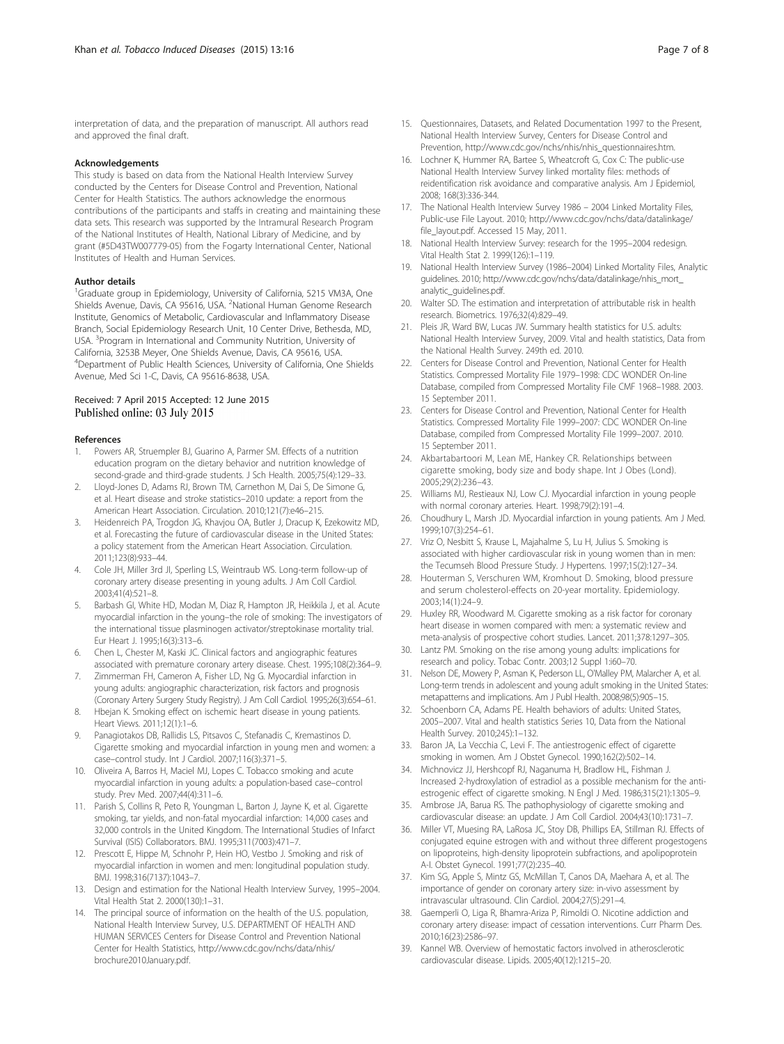interpretation of data, and the preparation of manuscript. All authors read and approved the final draft.

#### Acknowledgements

This study is based on data from the National Health Interview Survey conducted by the Centers for Disease Control and Prevention, National Center for Health Statistics. The authors acknowledge the enormous contributions of the participants and staffs in creating and maintaining these data sets. This research was supported by the Intramural Research Program of the National Institutes of Health, National Library of Medicine, and by grant (#5D43TW007779-05) from the Fogarty International Center, National Institutes of Health and Human Services.

#### Author details

[1]Graduate group in Epidemiology, University of California, 5215 VM3A, One Shields Avenue, Davis, CA 95616, USA. [2]National Human Genome Research Institute, Genomics of Metabolic, Cardiovascular and Inflammatory Disease Branch, Social Epidemiology Research Unit, 10 Center Drive, Bethesda, MD, USA. [3]Program in International and Community Nutrition, University of California, 3253B Meyer, One Shields Avenue, Davis, CA 95616, USA. [4]Department of Public Health Sciences, University of California, One Shields Avenue, Med Sci 1-C, Davis, CA 95616-8638, USA.

Received: 7 April 2015 Accepted: 12 June 2015
Published online: 03 July 2015

#### References

1. Powers AR, Struempler BJ, Guarino A, Parmer SM. Effects of a nutrition education program on the dietary behavior and nutrition knowledge of second-grade and third-grade students. J Sch Health. 2005;75(4):129–33.
2. Lloyd-Jones D, Adams RJ, Brown TM, Carnethon M, Dai S, De Simone G, et al. Heart disease and stroke statistics–2010 update: a report from the American Heart Association. Circulation. 2010;121(7):e46–215.
3. Heidenreich PA, Trogdon JG, Khavjou OA, Butler J, Dracup K, Ezekowitz MD, et al. Forecasting the future of cardiovascular disease in the United States: a policy statement from the American Heart Association. Circulation. 2011;123(8):933–44.
4. Cole JH, Miller 3rd JI, Sperling LS, Weintraub WS. Long-term follow-up of coronary artery disease presenting in young adults. J Am Coll Cardiol. 2003;41(4):521–8.
5. Barbash GI, White HD, Modan M, Diaz R, Hampton JR, Heikkila J, et al. Acute myocardial infarction in the young–the role of smoking: The investigators of the international tissue plasminogen activator/streptokinase mortality trial. Eur Heart J. 1995;16(3):313–6.
6. Chen L, Chester M, Kaski JC. Clinical factors and angiographic features associated with premature coronary artery disease. Chest. 1995;108(2):364–9.
7. Zimmerman FH, Cameron A, Fisher LD, Ng G. Myocardial infarction in young adults: angiographic characterization, risk factors and prognosis (Coronary Artery Surgery Study Registry). J Am Coll Cardiol. 1995;26(3):654–61.
8. Hbejan K. Smoking effect on ischemic heart disease in young patients. Heart Views. 2011;12(1):1–6.
9. Panagiotakos DB, Rallidis LS, Pitsavos C, Stefanadis C, Kremastinos D. Cigarette smoking and myocardial infarction in young men and women: a case–control study. Int J Cardiol. 2007;116(3):371–5.
10. Oliveira A, Barros H, Maciel MJ, Lopes C. Tobacco smoking and acute myocardial infarction in young adults: a population-based case–control study. Prev Med. 2007;44(4):311–6.
11. Parish S, Collins R, Peto R, Youngman L, Barton J, Jayne K, et al. Cigarette smoking, tar yields, and non-fatal myocardial infarction: 14,000 cases and 32,000 controls in the United Kingdom. The International Studies of Infarct Survival (ISIS) Collaborators. BMJ. 1995;311(7003):471–7.
12. Prescott E, Hippe M, Schnohr P, Hein HO, Vestbo J. Smoking and risk of myocardial infarction in women and men: longitudinal population study. BMJ. 1998;316(7137):1043–7.
13. Design and estimation for the National Health Interview Survey, 1995–2004. Vital Health Stat 2. 2000(130):1–31.
14. The principal source of information on the health of the U.S. population, National Health Interview Survey, U.S. DEPARTMENT OF HEALTH AND HUMAN SERVICES Centers for Disease Control and Prevention National Center for Health Statistics, http://www.cdc.gov/nchs/data/nhis/brochure2010January.pdf.
15. Questionnaires, Datasets, and Related Documentation 1997 to the Present, National Health Interview Survey, Centers for Disease Control and Prevention, http://www.cdc.gov/nchs/nhis/nhis_questionnaires.htm.
16. Lochner K, Hummer RA, Bartee S, Wheatcroft G, Cox C: The public-use National Health Interview Survey linked mortality files: methods of reidentification risk avoidance and comparative analysis. Am J Epidemiol, 2008; 168(3):336-344.
17. The National Health Interview Survey 1986 – 2004 Linked Mortality Files, Public-use File Layout. 2010; http://www.cdc.gov/nchs/data/datalinkage/file_layout.pdf. Accessed 15 May, 2011.
18. National Health Interview Survey: research for the 1995–2004 redesign. Vital Health Stat 2. 1999(126):1–119.
19. National Health Interview Survey (1986–2004) Linked Mortality Files, Analytic guidelines. 2010; http://www.cdc.gov/nchs/data/datalinkage/nhis_mort_analytic_guidelines.pdf.
20. Walter SD. The estimation and interpretation of attributable risk in health research. Biometrics. 1976;32(4):829–49.
21. Pleis JR, Ward BW, Lucas JW. Summary health statistics for U.S. adults: National Health Interview Survey, 2009. Vital and health statistics, Data from the National Health Survey. 249th ed. 2010.
22. Centers for Disease Control and Prevention, National Center for Health Statistics. Compressed Mortality File 1979–1998: CDC WONDER On-line Database, compiled from Compressed Mortality File CMF 1968–1988. 2003. 15 September 2011.
23. Centers for Disease Control and Prevention, National Center for Health Statistics. Compressed Mortality File 1999–2007: CDC WONDER On-line Database, compiled from Compressed Mortality File 1999–2007. 2010. 15 September 2011.
24. Akbartabartoori M, Lean ME, Hankey CR. Relationships between cigarette smoking, body size and body shape. Int J Obes (Lond). 2005;29(2):236–43.
25. Williams MJ, Restieaux NJ, Low CJ. Myocardial infarction in young people with normal coronary arteries. Heart. 1998;79(2):191–4.
26. Choudhury L, Marsh JD. Myocardial infarction in young patients. Am J Med. 1999;107(3):254–61.
27. Vriz O, Nesbitt S, Krause L, Majahalme S, Lu H, Julius S. Smoking is associated with higher cardiovascular risk in young women than in men: the Tecumseh Blood Pressure Study. J Hypertens. 1997;15(2):127–34.
28. Houterman S, Verschuren WM, Kromhout D. Smoking, blood pressure and serum cholesterol-effects on 20-year mortality. Epidemiology. 2003;14(1):24–9.
29. Huxley RR, Woodward M. Cigarette smoking as a risk factor for coronary heart disease in women compared with men: a systematic review and meta-analysis of prospective cohort studies. Lancet. 2011;378:1297–305.
30. Lantz PM. Smoking on the rise among young adults: implications for research and policy. Tobac Contr. 2003;12 Suppl 1:i60–70.
31. Nelson DE, Mowery P, Asman K, Pederson LL, O'Malley PM, Malarcher A, et al. Long-term trends in adolescent and young adult smoking in the United States: metapatterns and implications. Am J Publ Health. 2008;98(5):905–15.
32. Schoenborn CA, Adams PE. Health behaviors of adults: United States, 2005–2007. Vital and health statistics Series 10, Data from the National Health Survey. 2010;245):1–132.
33. Baron JA, La Vecchia C, Levi F. The antiestrogenic effect of cigarette smoking in women. Am J Obstet Gynecol. 1990;162(2):502–14.
34. Michnovicz JJ, Hershcopf RJ, Naganuma H, Bradlow HL, Fishman J. Increased 2-hydroxylation of estradiol as a possible mechanism for the anti-estrogenic effect of cigarette smoking. N Engl J Med. 1986;315(21):1305–9.
35. Ambrose JA, Barua RS. The pathophysiology of cigarette smoking and cardiovascular disease: an update. J Am Coll Cardiol. 2004;43(10):1731–7.
36. Miller VT, Muesing RA, LaRosa JC, Stoy DB, Phillips EA, Stillman RJ. Effects of conjugated equine estrogen with and without three different progestogens on lipoproteins, high-density lipoprotein subfractions, and apolipoprotein A-I. Obstet Gynecol. 1991;77(2):235–40.
37. Kim SG, Apple S, Mintz GS, McMillan T, Canos DA, Maehara A, et al. The importance of gender on coronary artery size: in-vivo assessment by intravascular ultrasound. Clin Cardiol. 2004;27(5):291–4.
38. Gaemperli O, Liga R, Bhamra-Ariza P, Rimoldi O. Nicotine addiction and coronary artery disease: impact of cessation interventions. Curr Pharm Des. 2010;16(23):2586–97.
39. Kannel WB. Overview of hemostatic factors involved in atherosclerotic cardiovascular disease. Lipids. 2005;40(12):1215–20.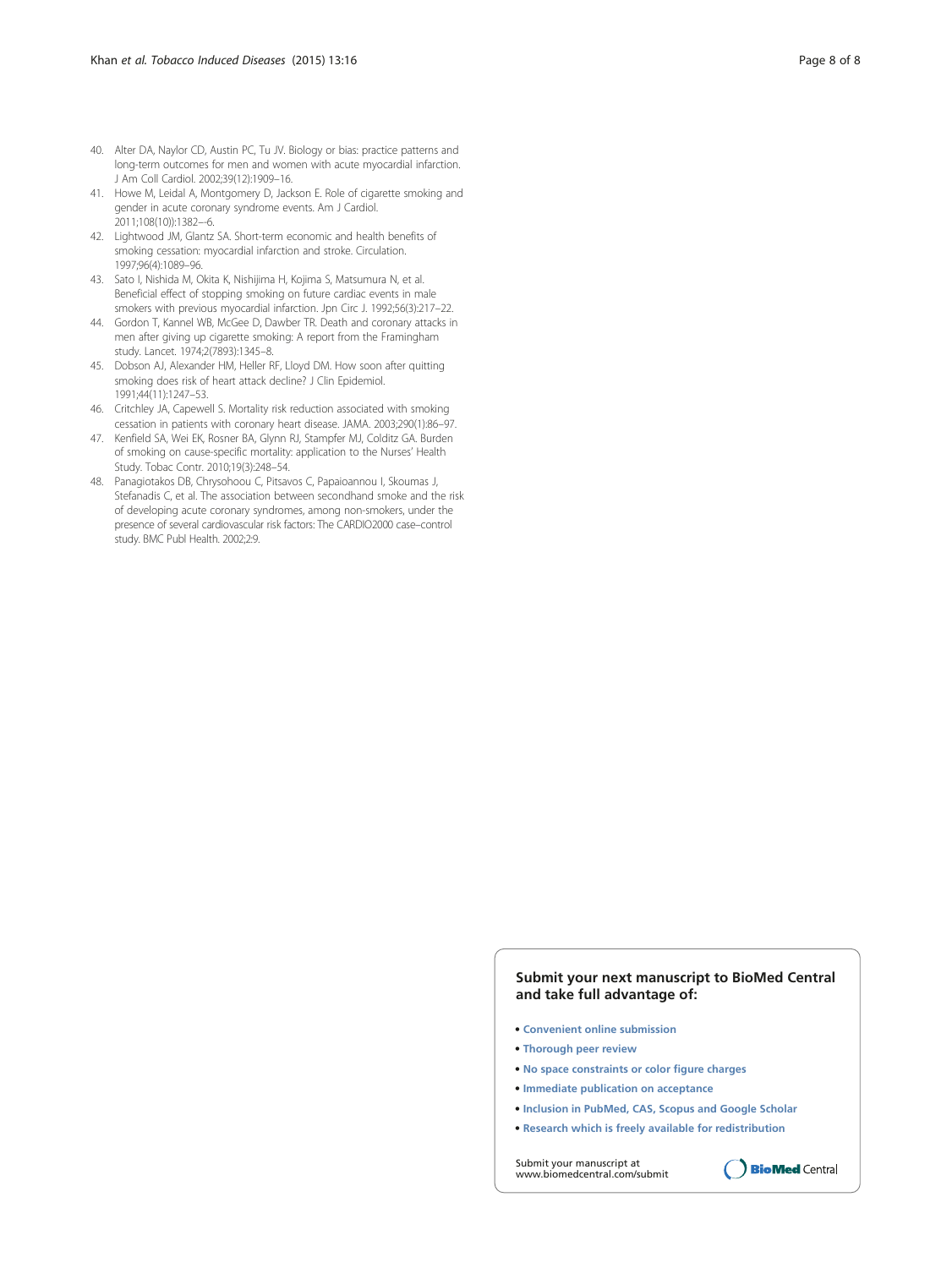40. Alter DA, Naylor CD, Austin PC, Tu JV. Biology or bias: practice patterns and long-term outcomes for men and women with acute myocardial infarction. J Am Coll Cardiol. 2002;39(12):1909–16.
41. Howe M, Leidal A, Montgomery D, Jackson E. Role of cigarette smoking and gender in acute coronary syndrome events. Am J Cardiol. 2011;108(10)):1382–-6.
42. Lightwood JM, Glantz SA. Short-term economic and health benefits of smoking cessation: myocardial infarction and stroke. Circulation. 1997;96(4):1089–96.
43. Sato I, Nishida M, Okita K, Nishijima H, Kojima S, Matsumura N, et al. Beneficial effect of stopping smoking on future cardiac events in male smokers with previous myocardial infarction. Jpn Circ J. 1992;56(3):217–22.
44. Gordon T, Kannel WB, McGee D, Dawber TR. Death and coronary attacks in men after giving up cigarette smoking: A report from the Framingham study. Lancet. 1974;2(7893):1345–8.
45. Dobson AJ, Alexander HM, Heller RF, Lloyd DM. How soon after quitting smoking does risk of heart attack decline? J Clin Epidemiol. 1991;44(11):1247–53.
46. Critchley JA, Capewell S. Mortality risk reduction associated with smoking cessation in patients with coronary heart disease. JAMA. 2003;290(1):86–97.
47. Kenfield SA, Wei EK, Rosner BA, Glynn RJ, Stampfer MJ, Colditz GA. Burden of smoking on cause-specific mortality: application to the Nurses' Health Study. Tobac Contr. 2010;19(3):248–54.
48. Panagiotakos DB, Chrysohoou C, Pitsavos C, Papaioannou I, Skoumas J, Stefanadis C, et al. The association between secondhand smoke and the risk of developing acute coronary syndromes, among non-smokers, under the presence of several cardiovascular risk factors: The CARDIO2000 case–control study. BMC Publ Health. 2002;2:9.

**Submit your next manuscript to BioMed Central and take full advantage of:**

- **Convenient online submission**
- **Thorough peer review**
- **No space constraints or color figure charges**
- **Immediate publication on acceptance**
- **Inclusion in PubMed, CAS, Scopus and Google Scholar**
- **Research which is freely available for redistribution**

Submit your manuscript at
www.biomedcentral.com/submit

BioMed Central